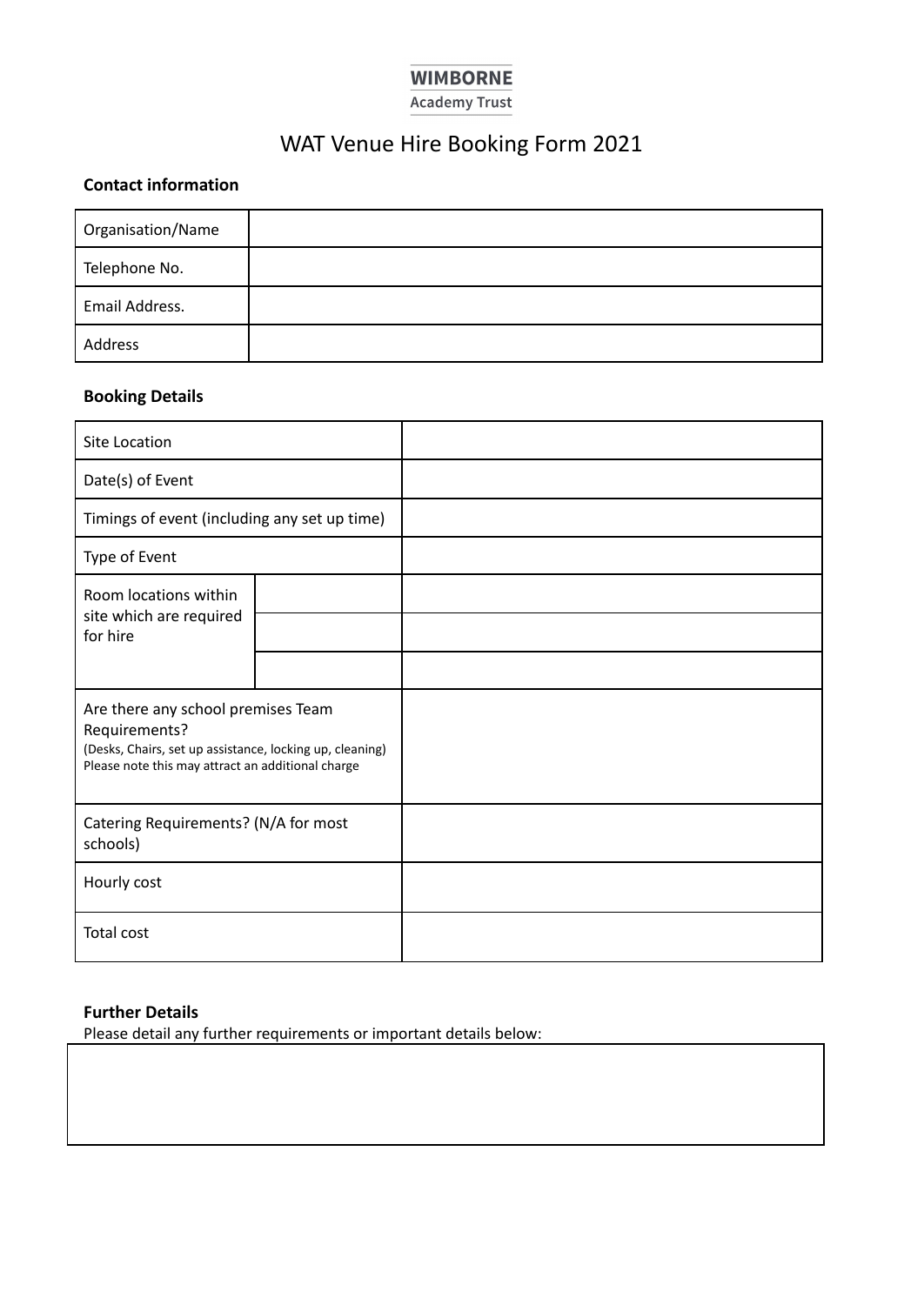WIMBORNE
Academy Trust

# WAT Venue Hire Booking Form 2021

**Contact information**

| | |
|---|---|
| Organisation/Name | |
| Telephone No. | |
| Email Address. | |
| Address | |

**Booking Details**

| | | |
|---|---|---|
| Site Location | | |
| Date(s) of Event | | |
| Timings of event (including any set up time) | | |
| Type of Event | | |
| Room locations within site which are required for hire | | |
| | | |
| | | |
| Are there any school premises Team Requirements? (Desks, Chairs, set up assistance, locking up, cleaning) Please note this may attract an additional charge | | |
| Catering Requirements? (N/A for most schools) | | |
| Hourly cost | | |
| Total cost | | |

**Further Details**

Please detail any further requirements or important details below:

| |
|---|
| |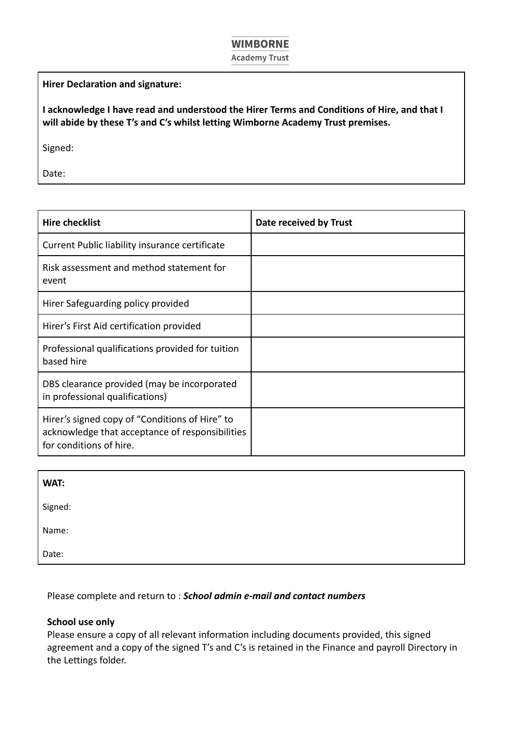**Hirer Declaration and signature:**

**I acknowledge I have read and understood the Hirer Terms and Conditions of Hire, and that I will abide by these T's and C's whilst letting Wimborne Academy Trust premises.**

Signed:

Date:

| Hire checklist | Date received by Trust |
|---|---|
| Current Public liability insurance certificate | |
| Risk assessment and method statement for event | |
| Hirer Safeguarding policy provided | |
| Hirer's First Aid certification provided | |
| Professional qualifications provided for tuition based hire | |
| DBS clearance provided (may be incorporated in professional qualifications) | |
| Hirer's signed copy of "Conditions of Hire" to acknowledge that acceptance of responsibilities for conditions of hire. | |

**WAT:**

Signed:

Name:

Date:

Please complete and return to : ***School admin e-mail and contact numbers***

**School use only**

Please ensure a copy of all relevant information including documents provided, this signed agreement and a copy of the signed T's and C's is retained in the Finance and payroll Directory in the Lettings folder.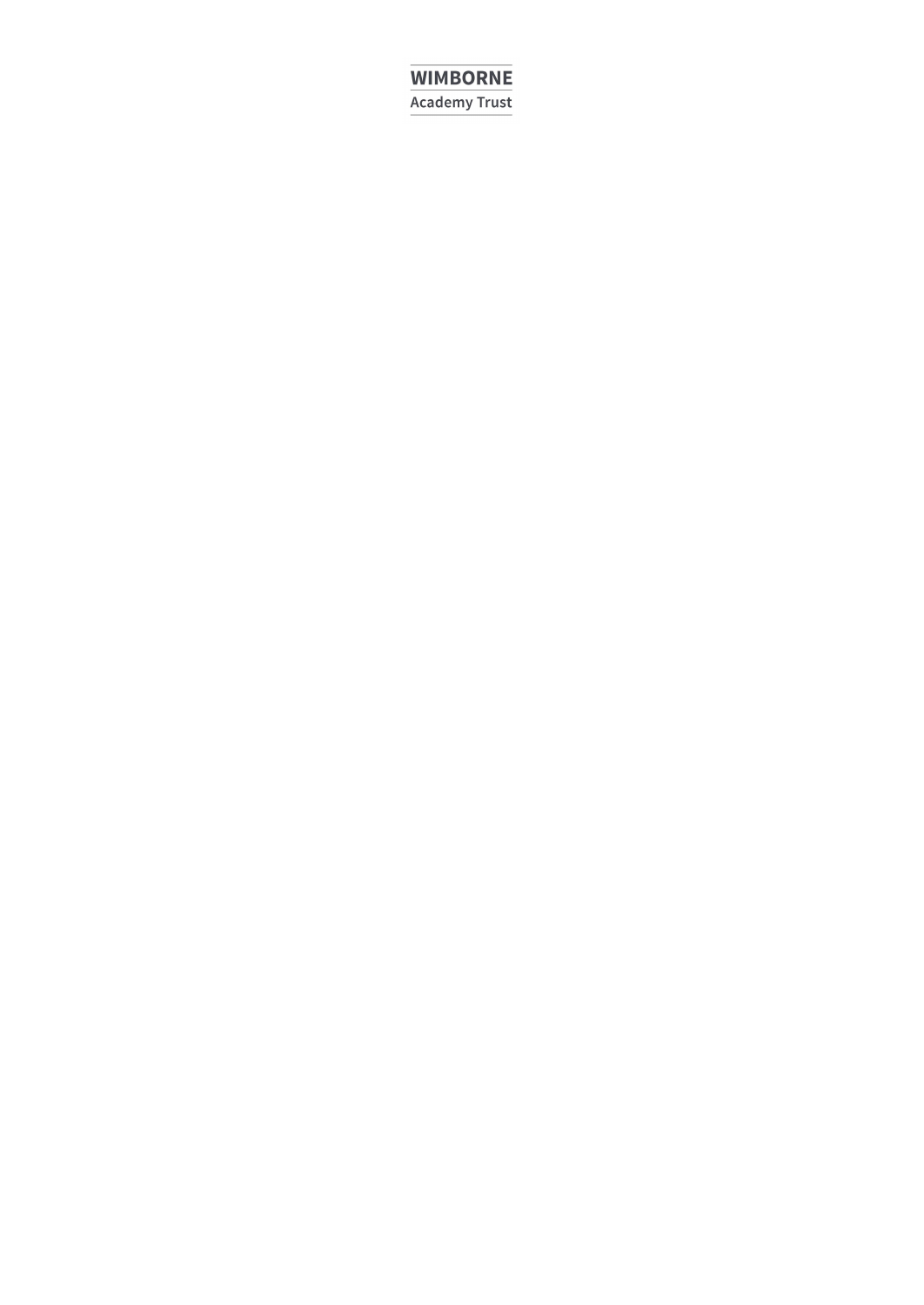**WIMBORNE**

Academy Trust